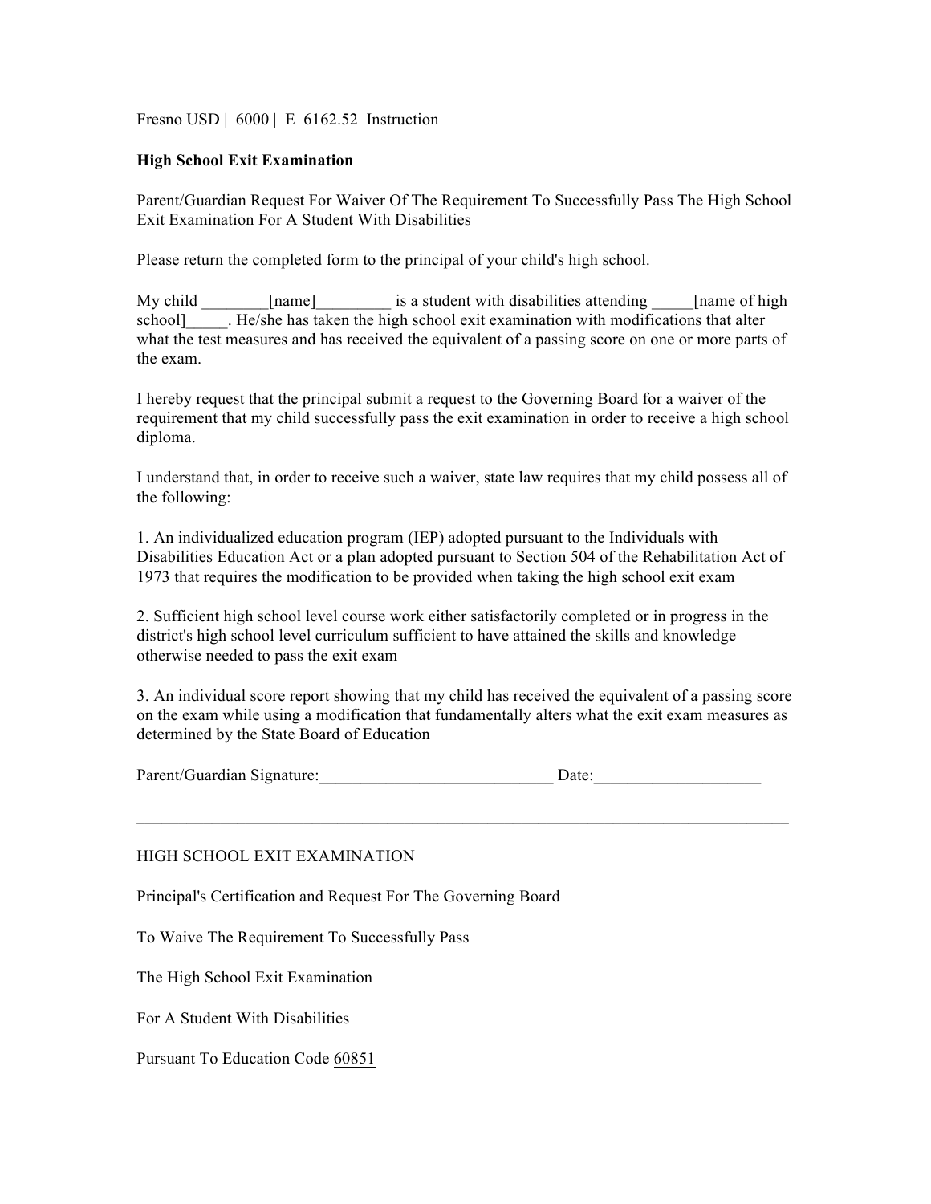Fresno USD | 6000 | E 6162.52 Instruction

**High School Exit Examination**

Parent/Guardian Request For Waiver Of The Requirement To Successfully Pass The High School Exit Examination For A Student With Disabilities

Please return the completed form to the principal of your child's high school.

My child ________[name]_________ is a student with disabilities attending _____[name of high school]_____. He/she has taken the high school exit examination with modifications that alter what the test measures and has received the equivalent of a passing score on one or more parts of the exam.

I hereby request that the principal submit a request to the Governing Board for a waiver of the requirement that my child successfully pass the exit examination in order to receive a high school diploma.

I understand that, in order to receive such a waiver, state law requires that my child possess all of the following:

1. An individualized education program (IEP) adopted pursuant to the Individuals with Disabilities Education Act or a plan adopted pursuant to Section 504 of the Rehabilitation Act of 1973 that requires the modification to be provided when taking the high school exit exam

2. Sufficient high school level course work either satisfactorily completed or in progress in the district's high school level curriculum sufficient to have attained the skills and knowledge otherwise needed to pass the exit exam

3. An individual score report showing that my child has received the equivalent of a passing score on the exam while using a modification that fundamentally alters what the exit exam measures as determined by the State Board of Education

Parent/Guardian Signature:____________________________ Date:____________________

---

HIGH SCHOOL EXIT EXAMINATION

Principal's Certification and Request For The Governing Board

To Waive The Requirement To Successfully Pass

The High School Exit Examination

For A Student With Disabilities

Pursuant To Education Code 60851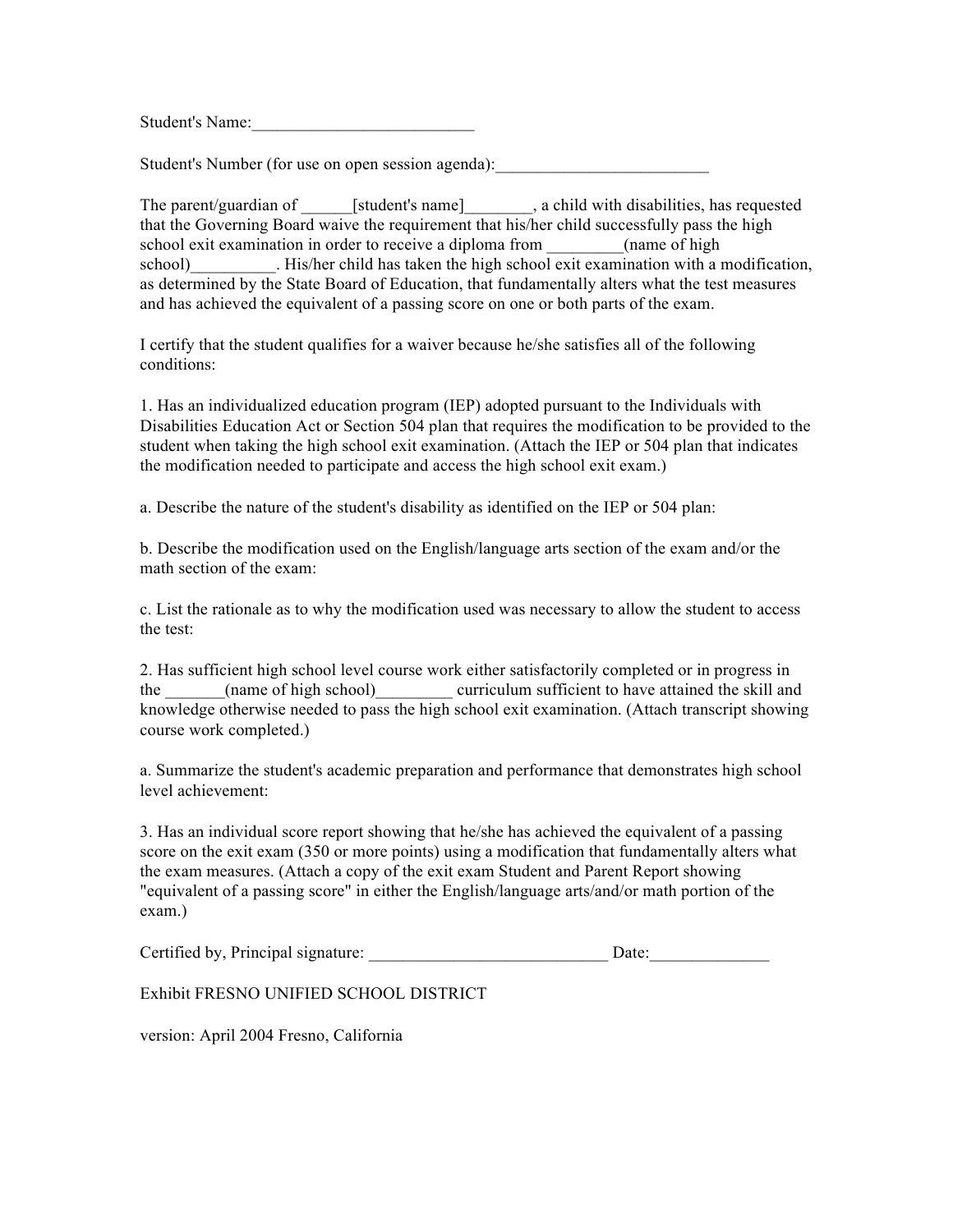Student's Name:__________________________

Student's Number (for use on open session agenda):_________________________

The parent/guardian of ______[student's name]________, a child with disabilities, has requested that the Governing Board waive the requirement that his/her child successfully pass the high school exit examination in order to receive a diploma from _________(name of high school)__________. His/her child has taken the high school exit examination with a modification, as determined by the State Board of Education, that fundamentally alters what the test measures and has achieved the equivalent of a passing score on one or both parts of the exam.

I certify that the student qualifies for a waiver because he/she satisfies all of the following conditions:

1. Has an individualized education program (IEP) adopted pursuant to the Individuals with Disabilities Education Act or Section 504 plan that requires the modification to be provided to the student when taking the high school exit examination. (Attach the IEP or 504 plan that indicates the modification needed to participate and access the high school exit exam.)

a. Describe the nature of the student's disability as identified on the IEP or 504 plan:

b. Describe the modification used on the English/language arts section of the exam and/or the math section of the exam:

c. List the rationale as to why the modification used was necessary to allow the student to access the test:

2. Has sufficient high school level course work either satisfactorily completed or in progress in the _______(name of high school)_________ curriculum sufficient to have attained the skill and knowledge otherwise needed to pass the high school exit examination. (Attach transcript showing course work completed.)

a. Summarize the student's academic preparation and performance that demonstrates high school level achievement:

3. Has an individual score report showing that he/she has achieved the equivalent of a passing score on the exit exam (350 or more points) using a modification that fundamentally alters what the exam measures. (Attach a copy of the exit exam Student and Parent Report showing "equivalent of a passing score" in either the English/language arts/and/or math portion of the exam.)

Certified by, Principal signature: ____________________________ Date:______________

Exhibit FRESNO UNIFIED SCHOOL DISTRICT

version: April 2004 Fresno, California